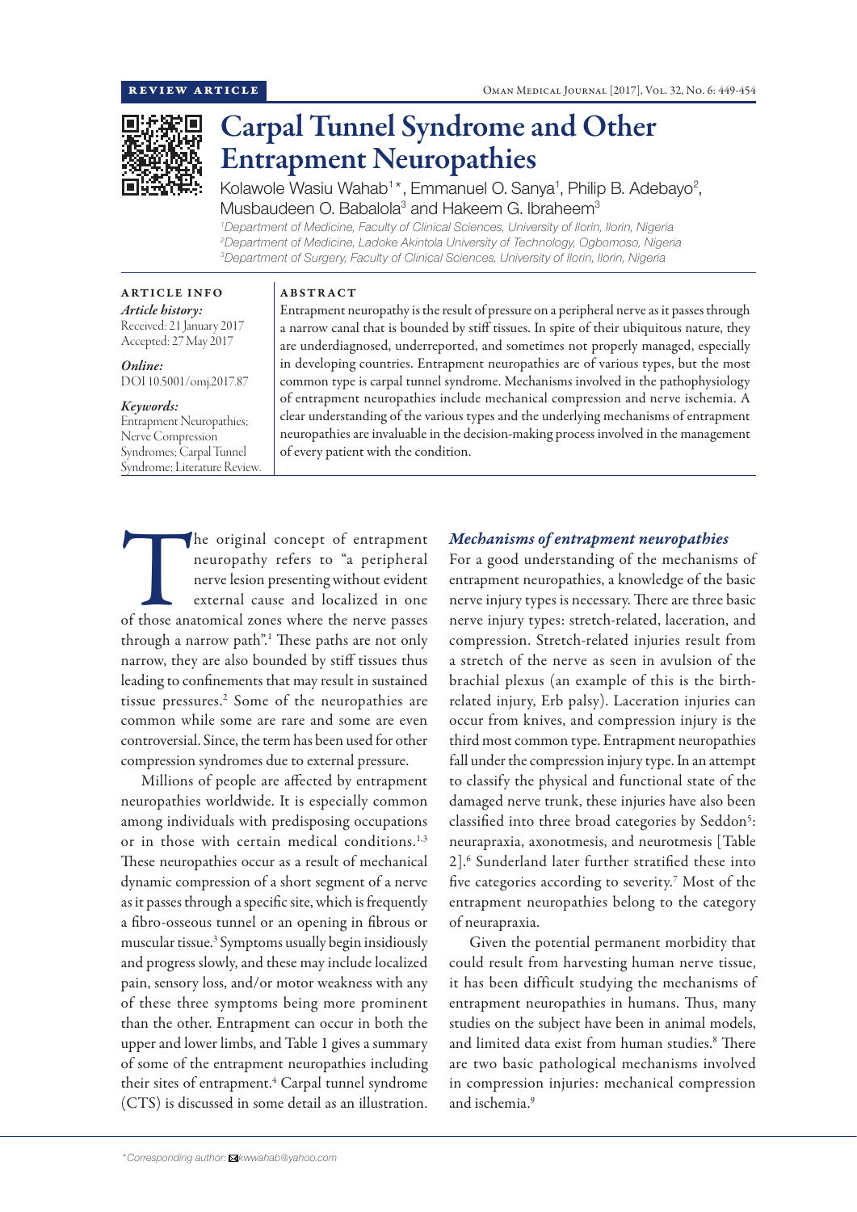REVIEW ARTICLE

# Carpal Tunnel Syndrome and Other Entrapment Neuropathies

Kolawole Wasiu Wahab[1]*, Emmanuel O. Sanya[1], Philip B. Adebayo[2], Musbaudeen O. Babalola[3] and Hakeem G. Ibraheem[3]

[1]Department of Medicine, Faculty of Clinical Sciences, University of Ilorin, Ilorin, Nigeria
[2]Department of Medicine, Ladoke Akintola University of Technology, Ogbomoso, Nigeria
[3]Department of Surgery, Faculty of Clinical Sciences, University of Ilorin, Ilorin, Nigeria

**ARTICLE INFO**

*Article history:*
Received: 21 January 2017
Accepted: 27 May 2017

*Online:*
DOI 10.5001/omj.2017.87

*Keywords:*
Entrapment Neuropathies; Nerve Compression Syndromes; Carpal Tunnel Syndrome; Literature Review.

**ABSTRACT**

Entrapment neuropathy is the result of pressure on a peripheral nerve as it passes through a narrow canal that is bounded by stiff tissues. In spite of their ubiquitous nature, they are underdiagnosed, underreported, and sometimes not properly managed, especially in developing countries. Entrapment neuropathies are of various types, but the most common type is carpal tunnel syndrome. Mechanisms involved in the pathophysiology of entrapment neuropathies include mechanical compression and nerve ischemia. A clear understanding of the various types and the underlying mechanisms of entrapment neuropathies are invaluable in the decision-making process involved in the management of every patient with the condition.

The original concept of entrapment neuropathy refers to "a peripheral nerve lesion presenting without evident external cause and localized in one of those anatomical zones where the nerve passes through a narrow path".[1] These paths are not only narrow, they are also bounded by stiff tissues thus leading to confinements that may result in sustained tissue pressures.[2] Some of the neuropathies are common while some are rare and some are even controversial. Since, the term has been used for other compression syndromes due to external pressure.

Millions of people are affected by entrapment neuropathies worldwide. It is especially common among individuals with predisposing occupations or in those with certain medical conditions.[1,3] These neuropathies occur as a result of mechanical dynamic compression of a short segment of a nerve as it passes through a specific site, which is frequently a fibro-osseous tunnel or an opening in fibrous or muscular tissue.[3] Symptoms usually begin insidiously and progress slowly, and these may include localized pain, sensory loss, and/or motor weakness with any of these three symptoms being more prominent than the other. Entrapment can occur in both the upper and lower limbs, and Table 1 gives a summary of some of the entrapment neuropathies including their sites of entrapment.[4] Carpal tunnel syndrome (CTS) is discussed in some detail as an illustration.

## *Mechanisms of entrapment neuropathies*

For a good understanding of the mechanisms of entrapment neuropathies, a knowledge of the basic nerve injury types is necessary. There are three basic nerve injury types: stretch-related, laceration, and compression. Stretch-related injuries result from a stretch of the nerve as seen in avulsion of the brachial plexus (an example of this is the birth-related injury, Erb palsy). Laceration injuries can occur from knives, and compression injury is the third most common type. Entrapment neuropathies fall under the compression injury type. In an attempt to classify the physical and functional state of the damaged nerve trunk, these injuries have also been classified into three broad categories by Seddon[5]: neurapraxia, axonotmesis, and neurotmesis [Table 2].[6] Sunderland later further stratified these into five categories according to severity.[7] Most of the entrapment neuropathies belong to the category of neurapraxia.

Given the potential permanent morbidity that could result from harvesting human nerve tissue, it has been difficult studying the mechanisms of entrapment neuropathies in humans. Thus, many studies on the subject have been in animal models, and limited data exist from human studies.[8] There are two basic pathological mechanisms involved in compression injuries: mechanical compression and ischemia.[9]

*Corresponding author: kwwahab@yahoo.com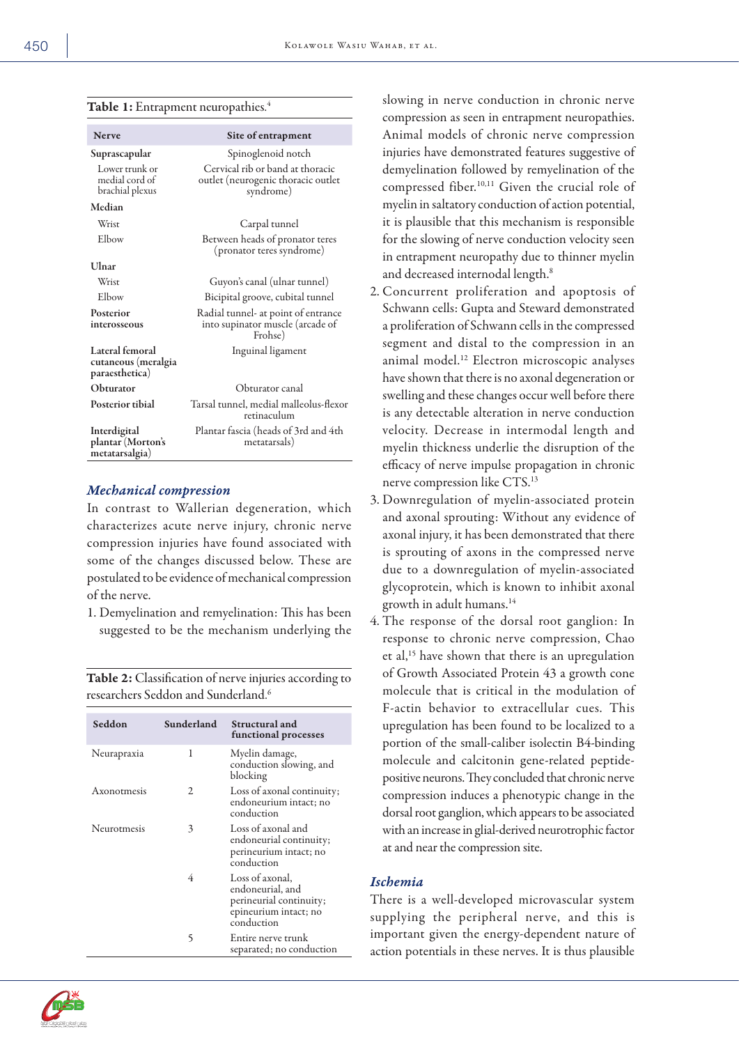**Table 1:** Entrapment neuropathies.[4]

| Nerve | Site of entrapment |
|---|---|
| **Suprascapular** | Spinoglenoid notch |
| Lower trunk or medial cord of brachial plexus | Cervical rib or band at thoracic outlet (neurogenic thoracic outlet syndrome) |
| **Median** | |
| Wrist | Carpal tunnel |
| Elbow | Between heads of pronator teres (pronator teres syndrome) |
| **Ulnar** | |
| Wrist | Guyon's canal (ulnar tunnel) |
| Elbow | Bicipital groove, cubital tunnel |
| **Posterior interosseous** | Radial tunnel- at point of entrance into supinator muscle (arcade of Frohse) |
| **Lateral femoral cutaneous (meralgia paraesthetica)** | Inguinal ligament |
| **Obturator** | Obturator canal |
| **Posterior tibial** | Tarsal tunnel, medial malleolus-flexor retinaculum |
| **Interdigital plantar (Morton's metatarsalgia)** | Plantar fascia (heads of 3rd and 4th metatarsals) |

### *Mechanical compression*

In contrast to Wallerian degeneration, which characterizes acute nerve injury, chronic nerve compression injuries have found associated with some of the changes discussed below. These are postulated to be evidence of mechanical compression of the nerve.

1. Demyelination and remyelination: This has been suggested to be the mechanism underlying the slowing in nerve conduction in chronic nerve compression as seen in entrapment neuropathies. Animal models of chronic nerve compression injuries have demonstrated features suggestive of demyelination followed by remyelination of the compressed fiber.[10,11] Given the crucial role of myelin in saltatory conduction of action potential, it is plausible that this mechanism is responsible for the slowing of nerve conduction velocity seen in entrapment neuropathy due to thinner myelin and decreased internodal length.[8]
2. Concurrent proliferation and apoptosis of Schwann cells: Gupta and Steward demonstrated a proliferation of Schwann cells in the compressed segment and distal to the compression in an animal model.[12] Electron microscopic analyses have shown that there is no axonal degeneration or swelling and these changes occur well before there is any detectable alteration in nerve conduction velocity. Decrease in intermodal length and myelin thickness underlie the disruption of the efficacy of nerve impulse propagation in chronic nerve compression like CTS.[13]
3. Downregulation of myelin-associated protein and axonal sprouting: Without any evidence of axonal injury, it has been demonstrated that there is sprouting of axons in the compressed nerve due to a downregulation of myelin-associated glycoprotein, which is known to inhibit axonal growth in adult humans.[14]
4. The response of the dorsal root ganglion: In response to chronic nerve compression, Chao et al,[15] have shown that there is an upregulation of Growth Associated Protein 43 a growth cone molecule that is critical in the modulation of F-actin behavior to extracellular cues. This upregulation has been found to be localized to a portion of the small-caliber isolectin B4-binding molecule and calcitonin gene-related peptide-positive neurons. They concluded that chronic nerve compression induces a phenotypic change in the dorsal root ganglion, which appears to be associated with an increase in glial-derived neurotrophic factor at and near the compression site.

**Table 2:** Classification of nerve injuries according to researchers Seddon and Sunderland.[6]

| Seddon | Sunderland | Structural and functional processes |
|---|---|---|
| Neurapraxia | 1 | Myelin damage, conduction slowing, and blocking |
| Axonotmesis | 2 | Loss of axonal continuity; endoneurium intact; no conduction |
| Neurotmesis | 3 | Loss of axonal and endoneurial continuity; perineurium intact; no conduction |
| | 4 | Loss of axonal, endoneurial, and perineurial continuity; epineurium intact; no conduction |
| | 5 | Entire nerve trunk separated; no conduction |

### *Ischemia*

There is a well-developed microvascular system supplying the peripheral nerve, and this is important given the energy-dependent nature of action potentials in these nerves. It is thus plausible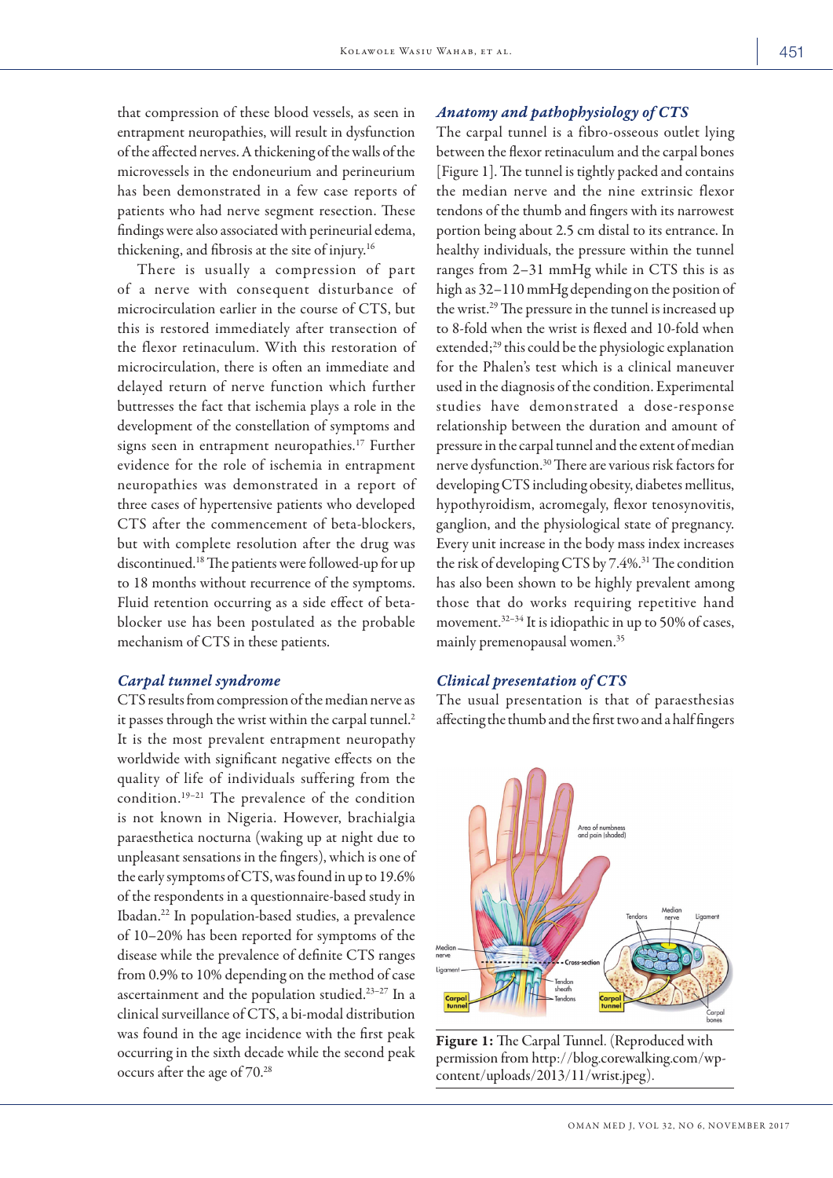that compression of these blood vessels, as seen in entrapment neuropathies, will result in dysfunction of the affected nerves. A thickening of the walls of the microvessels in the endoneurium and perineurium has been demonstrated in a few case reports of patients who had nerve segment resection. These findings were also associated with perineurial edema, thickening, and fibrosis at the site of injury.[16]

There is usually a compression of part of a nerve with consequent disturbance of microcirculation earlier in the course of CTS, but this is restored immediately after transection of the flexor retinaculum. With this restoration of microcirculation, there is often an immediate and delayed return of nerve function which further buttresses the fact that ischemia plays a role in the development of the constellation of symptoms and signs seen in entrapment neuropathies.[17] Further evidence for the role of ischemia in entrapment neuropathies was demonstrated in a report of three cases of hypertensive patients who developed CTS after the commencement of beta-blockers, but with complete resolution after the drug was discontinued.[18] The patients were followed-up for up to 18 months without recurrence of the symptoms. Fluid retention occurring as a side effect of beta-blocker use has been postulated as the probable mechanism of CTS in these patients.

## *Carpal tunnel syndrome*

CTS results from compression of the median nerve as it passes through the wrist within the carpal tunnel.[2] It is the most prevalent entrapment neuropathy worldwide with significant negative effects on the quality of life of individuals suffering from the condition.[19–21] The prevalence of the condition is not known in Nigeria. However, brachialgia paraesthetica nocturna (waking up at night due to unpleasant sensations in the fingers), which is one of the early symptoms of CTS, was found in up to 19.6% of the respondents in a questionnaire-based study in Ibadan.[22] In population-based studies, a prevalence of 10–20% has been reported for symptoms of the disease while the prevalence of definite CTS ranges from 0.9% to 10% depending on the method of case ascertainment and the population studied.[23–27] In a clinical surveillance of CTS, a bi-modal distribution was found in the age incidence with the first peak occurring in the sixth decade while the second peak occurs after the age of 70.[28]

## *Anatomy and pathophysiology of CTS*

The carpal tunnel is a fibro-osseous outlet lying between the flexor retinaculum and the carpal bones [Figure 1]. The tunnel is tightly packed and contains the median nerve and the nine extrinsic flexor tendons of the thumb and fingers with its narrowest portion being about 2.5 cm distal to its entrance. In healthy individuals, the pressure within the tunnel ranges from 2–31 mmHg while in CTS this is as high as 32–110 mmHg depending on the position of the wrist.[29] The pressure in the tunnel is increased up to 8-fold when the wrist is flexed and 10-fold when extended;[29] this could be the physiologic explanation for the Phalen's test which is a clinical maneuver used in the diagnosis of the condition. Experimental studies have demonstrated a dose-response relationship between the duration and amount of pressure in the carpal tunnel and the extent of median nerve dysfunction.[30] There are various risk factors for developing CTS including obesity, diabetes mellitus, hypothyroidism, acromegaly, flexor tenosynovitis, ganglion, and the physiological state of pregnancy. Every unit increase in the body mass index increases the risk of developing CTS by 7.4%.[31] The condition has also been shown to be highly prevalent among those that do works requiring repetitive hand movement.[32–34] It is idiopathic in up to 50% of cases, mainly premenopausal women.[35]

## *Clinical presentation of CTS*

The usual presentation is that of paraesthesias affecting the thumb and the first two and a half fingers

**Figure 1:** The Carpal Tunnel. (Reproduced with permission from http://blog.corewalking.com/wp-content/uploads/2013/11/wrist.jpeg).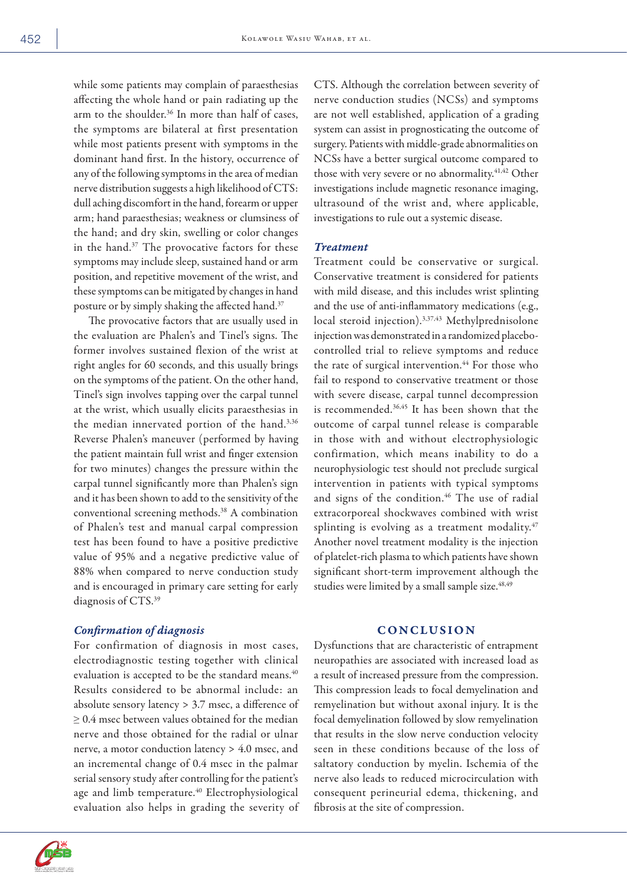while some patients may complain of paraesthesias affecting the whole hand or pain radiating up the arm to the shoulder.[36] In more than half of cases, the symptoms are bilateral at first presentation while most patients present with symptoms in the dominant hand first. In the history, occurrence of any of the following symptoms in the area of median nerve distribution suggests a high likelihood of CTS: dull aching discomfort in the hand, forearm or upper arm; hand paraesthesias; weakness or clumsiness of the hand; and dry skin, swelling or color changes in the hand.[37] The provocative factors for these symptoms may include sleep, sustained hand or arm position, and repetitive movement of the wrist, and these symptoms can be mitigated by changes in hand posture or by simply shaking the affected hand.[37]

The provocative factors that are usually used in the evaluation are Phalen's and Tinel's signs. The former involves sustained flexion of the wrist at right angles for 60 seconds, and this usually brings on the symptoms of the patient. On the other hand, Tinel's sign involves tapping over the carpal tunnel at the wrist, which usually elicits paraesthesias in the median innervated portion of the hand.[3,36] Reverse Phalen's maneuver (performed by having the patient maintain full wrist and finger extension for two minutes) changes the pressure within the carpal tunnel significantly more than Phalen's sign and it has been shown to add to the sensitivity of the conventional screening methods.[38] A combination of Phalen's test and manual carpal compression test has been found to have a positive predictive value of 95% and a negative predictive value of 88% when compared to nerve conduction study and is encouraged in primary care setting for early diagnosis of CTS.[39]

### *Confirmation of diagnosis*

For confirmation of diagnosis in most cases, electrodiagnostic testing together with clinical evaluation is accepted to be the standard means.[40] Results considered to be abnormal include: an absolute sensory latency > 3.7 msec, a difference of ≥ 0.4 msec between values obtained for the median nerve and those obtained for the radial or ulnar nerve, a motor conduction latency > 4.0 msec, and an incremental change of 0.4 msec in the palmar serial sensory study after controlling for the patient's age and limb temperature.[40] Electrophysiological evaluation also helps in grading the severity of CTS. Although the correlation between severity of nerve conduction studies (NCSs) and symptoms are not well established, application of a grading system can assist in prognosticating the outcome of surgery. Patients with middle-grade abnormalities on NCSs have a better surgical outcome compared to those with very severe or no abnormality.[41,42] Other investigations include magnetic resonance imaging, ultrasound of the wrist and, where applicable, investigations to rule out a systemic disease.

### *Treatment*

Treatment could be conservative or surgical. Conservative treatment is considered for patients with mild disease, and this includes wrist splinting and the use of anti-inflammatory medications (e.g., local steroid injection).[3,37,43] Methylprednisolone injection was demonstrated in a randomized placebo-controlled trial to relieve symptoms and reduce the rate of surgical intervention.[44] For those who fail to respond to conservative treatment or those with severe disease, carpal tunnel decompression is recommended.[36,45] It has been shown that the outcome of carpal tunnel release is comparable in those with and without electrophysiologic confirmation, which means inability to do a neurophysiologic test should not preclude surgical intervention in patients with typical symptoms and signs of the condition.[46] The use of radial extracorporeal shockwaves combined with wrist splinting is evolving as a treatment modality.[47] Another novel treatment modality is the injection of platelet-rich plasma to which patients have shown significant short-term improvement although the studies were limited by a small sample size.[48,49]

## CONCLUSION

Dysfunctions that are characteristic of entrapment neuropathies are associated with increased load as a result of increased pressure from the compression. This compression leads to focal demyelination and remyelination but without axonal injury. It is the focal demyelination followed by slow remyelination that results in the slow nerve conduction velocity seen in these conditions because of the loss of saltatory conduction by myelin. Ischemia of the nerve also leads to reduced microcirculation with consequent perineurial edema, thickening, and fibrosis at the site of compression.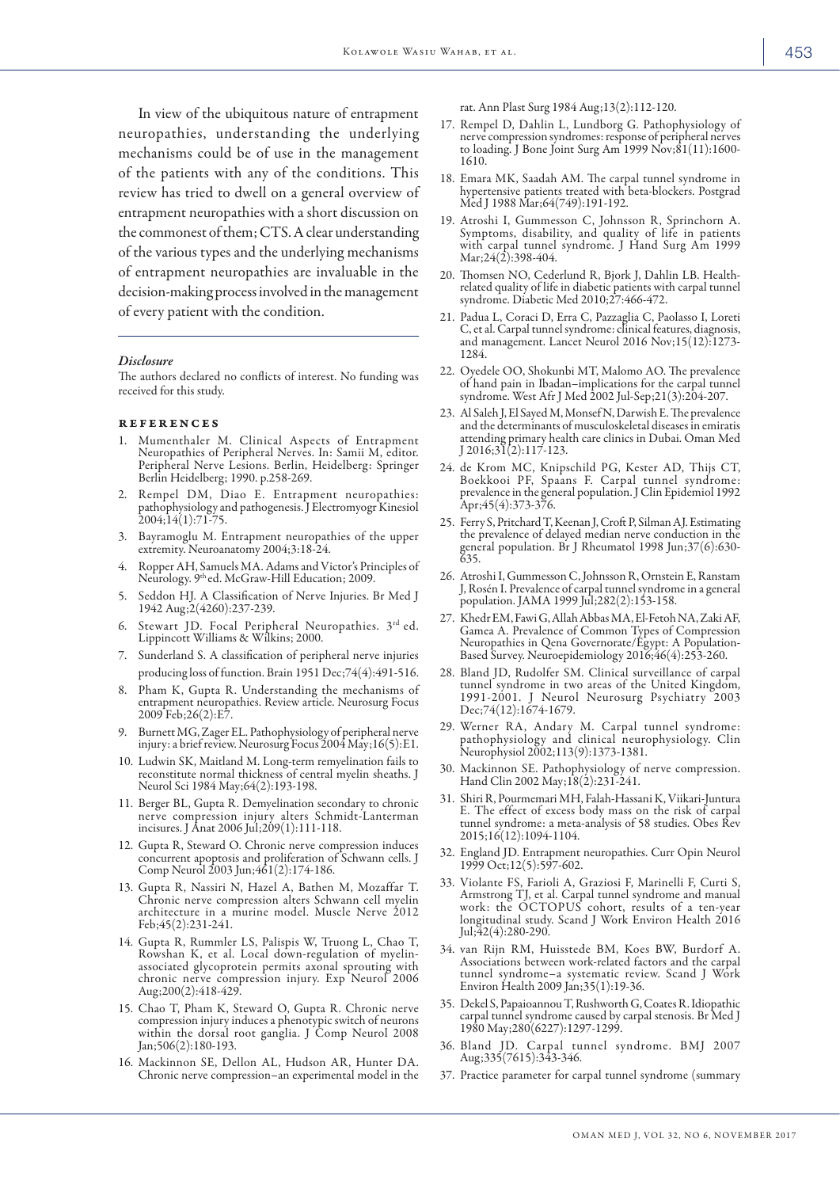In view of the ubiquitous nature of entrapment neuropathies, understanding the underlying mechanisms could be of use in the management of the patients with any of the conditions. This review has tried to dwell on a general overview of entrapment neuropathies with a short discussion on the commonest of them; CTS. A clear understanding of the various types and the underlying mechanisms of entrapment neuropathies are invaluable in the decision-making process involved in the management of every patient with the condition.

### *Disclosure*

The authors declared no conflicts of interest. No funding was received for this study.

## References

1. Mumenthaler M. Clinical Aspects of Entrapment Neuropathies of Peripheral Nerves. In: Samii M, editor. Peripheral Nerve Lesions. Berlin, Heidelberg: Springer Berlin Heidelberg; 1990. p.258-269.
2. Rempel DM, Diao E. Entrapment neuropathies: pathophysiology and pathogenesis. J Electromyogr Kinesiol 2004;14(1):71-75.
3. Bayramoglu M. Entrapment neuropathies of the upper extremity. Neuroanatomy 2004;3:18-24.
4. Ropper AH, Samuels MA. Adams and Victor's Principles of Neurology. 9th ed. McGraw-Hill Education; 2009.
5. Seddon HJ. A Classification of Nerve Injuries. Br Med J 1942 Aug;2(4260):237-239.
6. Stewart JD. Focal Peripheral Neuropathies. 3rd ed. Lippincott Williams & Wilkins; 2000.
7. Sunderland S. A classification of peripheral nerve injuries producing loss of function. Brain 1951 Dec;74(4):491-516.
8. Pham K, Gupta R. Understanding the mechanisms of entrapment neuropathies. Review article. Neurosurg Focus 2009 Feb;26(2):E7.
9. Burnett MG, Zager EL. Pathophysiology of peripheral nerve injury: a brief review. Neurosurg Focus 2004 May;16(5):E1.
10. Ludwin SK, Maitland M. Long-term remyelination fails to reconstitute normal thickness of central myelin sheaths. J Neurol Sci 1984 May;64(2):193-198.
11. Berger BL, Gupta R. Demyelination secondary to chronic nerve compression injury alters Schmidt-Lanterman incisures. J Anat 2006 Jul;209(1):111-118.
12. Gupta R, Steward O. Chronic nerve compression induces concurrent apoptosis and proliferation of Schwann cells. J Comp Neurol 2003 Jun;461(2):174-186.
13. Gupta R, Nassiri N, Hazel A, Bathen M, Mozaffar T. Chronic nerve compression alters Schwann cell myelin architecture in a murine model. Muscle Nerve 2012 Feb;45(2):231-241.
14. Gupta R, Rummler LS, Palispis W, Truong L, Chao T, Rowshan K, et al. Local down-regulation of myelin-associated glycoprotein permits axonal sprouting with chronic nerve compression injury. Exp Neurol 2006 Aug;200(2):418-429.
15. Chao T, Pham K, Steward O, Gupta R. Chronic nerve compression injury induces a phenotypic switch of neurons within the dorsal root ganglia. J Comp Neurol 2008 Jan;506(2):180-193.
16. Mackinnon SE, Dellon AL, Hudson AR, Hunter DA. Chronic nerve compression–an experimental model in the rat. Ann Plast Surg 1984 Aug;13(2):112-120.
17. Rempel D, Dahlin L, Lundborg G. Pathophysiology of nerve compression syndromes: response of peripheral nerves to loading. J Bone Joint Surg Am 1999 Nov;81(11):1600-1610.
18. Emara MK, Saadah AM. The carpal tunnel syndrome in hypertensive patients treated with beta-blockers. Postgrad Med J 1988 Mar;64(749):191-192.
19. Atroshi I, Gummesson C, Johnsson R, Sprinchorn A. Symptoms, disability, and quality of life in patients with carpal tunnel syndrome. J Hand Surg Am 1999 Mar;24(2):398-404.
20. Thomsen NO, Cederlund R, Bjork J, Dahlin LB. Health-related quality of life in diabetic patients with carpal tunnel syndrome. Diabetic Med 2010;27:466-472.
21. Padua L, Coraci D, Erra C, Pazzaglia C, Paolasso I, Loreti C, et al. Carpal tunnel syndrome: clinical features, diagnosis, and management. Lancet Neurol 2016 Nov;15(12):1273-1284.
22. Oyedele OO, Shokunbi MT, Malomo AO. The prevalence of hand pain in Ibadan–implications for the carpal tunnel syndrome. West Afr J Med 2002 Jul-Sep;21(3):204-207.
23. Al Saleh J, El Sayed M, Monsef N, Darwish E. The prevalence and the determinants of musculoskeletal diseases in emiratis attending primary health care clinics in Dubai. Oman Med J 2016;31(2):117-123.
24. de Krom MC, Knipschild PG, Kester AD, Thijs CT, Boekkooi PF, Spaans F. Carpal tunnel syndrome: prevalence in the general population. J Clin Epidemiol 1992 Apr;45(4):373-376.
25. Ferry S, Pritchard T, Keenan J, Croft P, Silman AJ. Estimating the prevalence of delayed median nerve conduction in the general population. Br J Rheumatol 1998 Jun;37(6):630-635.
26. Atroshi I, Gummesson C, Johnsson R, Ornstein E, Ranstam J, Rosén I. Prevalence of carpal tunnel syndrome in a general population. JAMA 1999 Jul;282(2):153-158.
27. Khedr EM, Fawi G, Allah Abbas MA, El-Fetoh NA, Zaki AF, Gamea A. Prevalence of Common Types of Compression Neuropathies in Qena Governorate/Egypt: A Population-Based Survey. Neuroepidemiology 2016;46(4):253-260.
28. Bland JD, Rudolfer SM. Clinical surveillance of carpal tunnel syndrome in two areas of the United Kingdom, 1991-2001. J Neurol Neurosurg Psychiatry 2003 Dec;74(12):1674-1679.
29. Werner RA, Andary M. Carpal tunnel syndrome: pathophysiology and clinical neurophysiology. Clin Neurophysiol 2002;113(9):1373-1381.
30. Mackinnon SE. Pathophysiology of nerve compression. Hand Clin 2002 May;18(2):231-241.
31. Shiri R, Pourmemari MH, Falah-Hassani K, Viikari-Juntura E. The effect of excess body mass on the risk of carpal tunnel syndrome: a meta-analysis of 58 studies. Obes Rev 2015;16(12):1094-1104.
32. England JD. Entrapment neuropathies. Curr Opin Neurol 1999 Oct;12(5):597-602.
33. Violante FS, Farioli A, Graziosi F, Marinelli F, Curti S, Armstrong TJ, et al. Carpal tunnel syndrome and manual work: the OCTOPUS cohort, results of a ten-year longitudinal study. Scand J Work Environ Health 2016 Jul;42(4):280-290.
34. van Rijn RM, Huisstede BM, Koes BW, Burdorf A. Associations between work-related factors and the carpal tunnel syndrome–a systematic review. Scand J Work Environ Health 2009 Jan;35(1):19-36.
35. Dekel S, Papaioannou T, Rushworth G, Coates R. Idiopathic carpal tunnel syndrome caused by carpal stenosis. Br Med J 1980 May;280(6227):1297-1299.
36. Bland JD. Carpal tunnel syndrome. BMJ 2007 Aug;335(7615):343-346.
37. Practice parameter for carpal tunnel syndrome (summary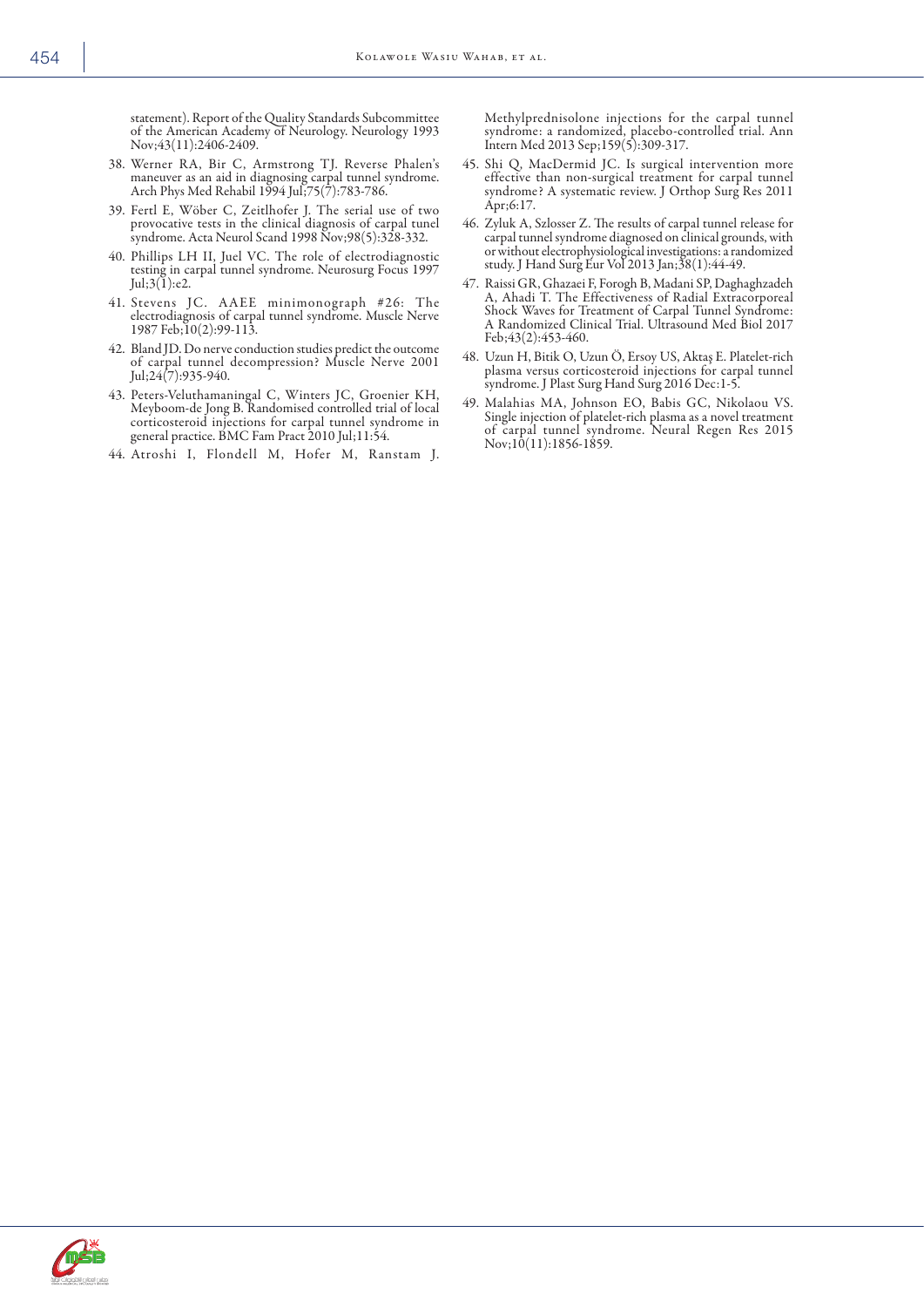statement). Report of the Quality Standards Subcommittee of the American Academy of Neurology. Neurology 1993 Nov;43(11):2406-2409.

38. Werner RA, Bir C, Armstrong TJ. Reverse Phalen's maneuver as an aid in diagnosing carpal tunnel syndrome. Arch Phys Med Rehabil 1994 Jul;75(7):783-786.
39. Fertl E, Wöber C, Zeitlhofer J. The serial use of two provocative tests in the clinical diagnosis of carpal tunel syndrome. Acta Neurol Scand 1998 Nov;98(5):328-332.
40. Phillips LH II, Juel VC. The role of electrodiagnostic testing in carpal tunnel syndrome. Neurosurg Focus 1997 Jul;3(1):e2.
41. Stevens JC. AAEE minimonograph #26: The electrodiagnosis of carpal tunnel syndrome. Muscle Nerve 1987 Feb;10(2):99-113.
42. Bland JD. Do nerve conduction studies predict the outcome of carpal tunnel decompression? Muscle Nerve 2001 Jul;24(7):935-940.
43. Peters-Veluthamaningal C, Winters JC, Groenier KH, Meyboom-de Jong B. Randomised controlled trial of local corticosteroid injections for carpal tunnel syndrome in general practice. BMC Fam Pract 2010 Jul;11:54.
44. Atroshi I, Flondell M, Hofer M, Ranstam J. Methylprednisolone injections for the carpal tunnel syndrome: a randomized, placebo-controlled trial. Ann Intern Med 2013 Sep;159(5):309-317.
45. Shi Q, MacDermid JC. Is surgical intervention more effective than non-surgical treatment for carpal tunnel syndrome? A systematic review. J Orthop Surg Res 2011 Apr;6:17.
46. Zyluk A, Szlosser Z. The results of carpal tunnel release for carpal tunnel syndrome diagnosed on clinical grounds, with or without electrophysiological investigations: a randomized study. J Hand Surg Eur Vol 2013 Jan;38(1):44-49.
47. Raissi GR, Ghazaei F, Forogh B, Madani SP, Daghaghzadeh A, Ahadi T. The Effectiveness of Radial Extracorporeal Shock Waves for Treatment of Carpal Tunnel Syndrome: A Randomized Clinical Trial. Ultrasound Med Biol 2017 Feb;43(2):453-460.
48. Uzun H, Bitik O, Uzun Ö, Ersoy US, Aktaş E. Platelet-rich plasma versus corticosteroid injections for carpal tunnel syndrome. J Plast Surg Hand Surg 2016 Dec:1-5.
49. Malahias MA, Johnson EO, Babis GC, Nikolaou VS. Single injection of platelet-rich plasma as a novel treatment of carpal tunnel syndrome. Neural Regen Res 2015 Nov;10(11):1856-1859.